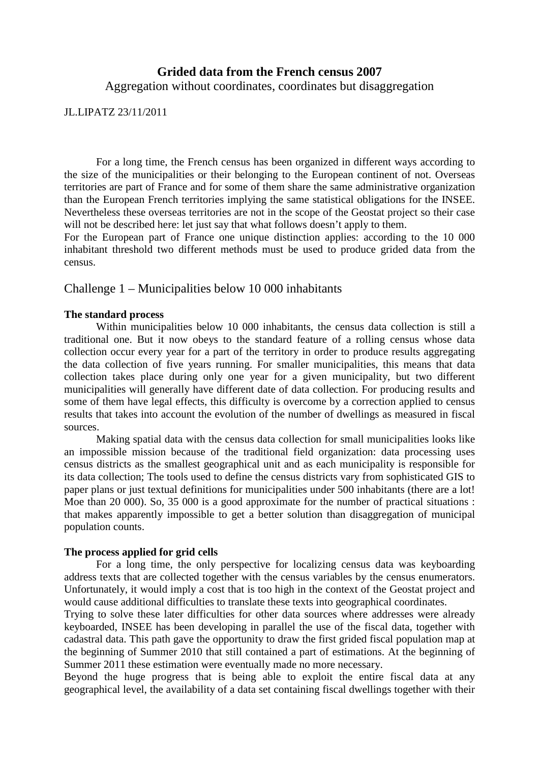# Grided data from the French census 2007

Aggregation without coordinates, coordinates but disaggregation

JL.LIPATZ 23/11/2011

For a long time, the French census has been organized in different ways according to the size of the municipalities or their belonging to the European continent of not. Overseas territories are part of France and for some of them share the same administrative organization than the European French territories implying the same statistical obligations for the INSEE. Nevertheless these overseas territories are not in the scope of the Geostat project so their case will not be described here: let just say that what follows doesn't apply to them.

For the European part of France one unique distinction applies: according to the 10 000 inhabitant threshold two different methods must be used to produce grided data from the census.

## Challenge 1 – Municipalities below 10 000 inhabitants

**The standard process**

Within municipalities below 10 000 inhabitants, the census data collection is still a traditional one. But it now obeys to the standard feature of a rolling census whose data collection occur every year for a part of the territory in order to produce results aggregating the data collection of five years running. For smaller municipalities, this means that data collection takes place during only one year for a given municipality, but two different municipalities will generally have different date of data collection. For producing results and some of them have legal effects, this difficulty is overcome by a correction applied to census results that takes into account the evolution of the number of dwellings as measured in fiscal sources.

Making spatial data with the census data collection for small municipalities looks like an impossible mission because of the traditional field organization: data processing uses census districts as the smallest geographical unit and as each municipality is responsible for its data collection; The tools used to define the census districts vary from sophisticated GIS to paper plans or just textual definitions for municipalities under 500 inhabitants (there are a lot! Moe than 20 000). So, 35 000 is a good approximate for the number of practical situations : that makes apparently impossible to get a better solution than disaggregation of municipal population counts.

**The process applied for grid cells**

For a long time, the only perspective for localizing census data was keyboarding address texts that are collected together with the census variables by the census enumerators. Unfortunately, it would imply a cost that is too high in the context of the Geostat project and would cause additional difficulties to translate these texts into geographical coordinates.

Trying to solve these later difficulties for other data sources where addresses were already keyboarded, INSEE has been developing in parallel the use of the fiscal data, together with cadastral data. This path gave the opportunity to draw the first grided fiscal population map at the beginning of Summer 2010 that still contained a part of estimations. At the beginning of Summer 2011 these estimation were eventually made no more necessary.

Beyond the huge progress that is being able to exploit the entire fiscal data at any geographical level, the availability of a data set containing fiscal dwellings together with their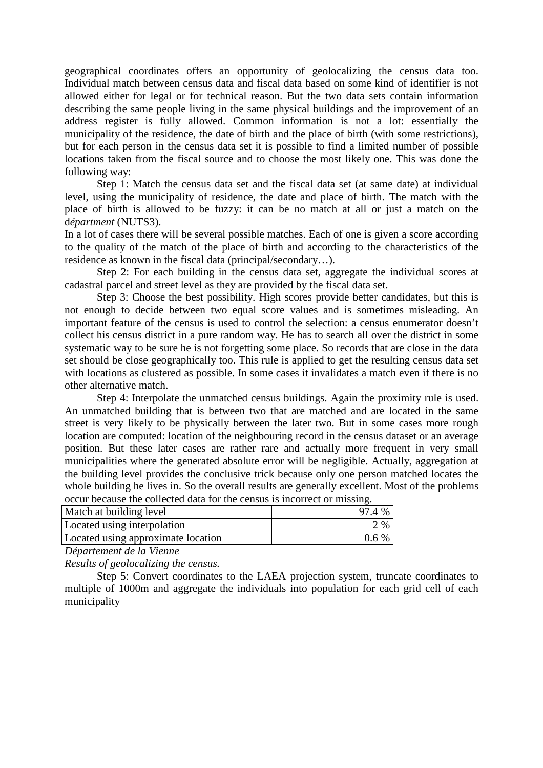geographical coordinates offers an opportunity of geolocalizing the census data too. Individual match between census data and fiscal data based on some kind of identifier is not allowed either for legal or for technical reason. But the two data sets contain information describing the same people living in the same physical buildings and the improvement of an address register is fully allowed. Common information is not a lot: essentially the municipality of the residence, the date of birth and the place of birth (with some restrictions), but for each person in the census data set it is possible to find a limited number of possible locations taken from the fiscal source and to choose the most likely one. This was done the following way:

Step 1: Match the census data set and the fiscal data set (at same date) at individual level, using the municipality of residence, the date and place of birth. The match with the place of birth is allowed to be fuzzy: it can be no match at all or just a match on the d*épartment* (NUTS3).

In a lot of cases there will be several possible matches. Each of one is given a score according to the quality of the match of the place of birth and according to the characteristics of the residence as known in the fiscal data (principal/secondary…).

Step 2: For each building in the census data set, aggregate the individual scores at cadastral parcel and street level as they are provided by the fiscal data set.

Step 3: Choose the best possibility. High scores provide better candidates, but this is not enough to decide between two equal score values and is sometimes misleading. An important feature of the census is used to control the selection: a census enumerator doesn't collect his census district in a pure random way. He has to search all over the district in some systematic way to be sure he is not forgetting some place. So records that are close in the data set should be close geographically too. This rule is applied to get the resulting census data set with locations as clustered as possible. In some cases it invalidates a match even if there is no other alternative match.

Step 4: Interpolate the unmatched census buildings. Again the proximity rule is used. An unmatched building that is between two that are matched and are located in the same street is very likely to be physically between the later two. But in some cases more rough location are computed: location of the neighbouring record in the census dataset or an average position. But these later cases are rather rare and actually more frequent in very small municipalities where the generated absolute error will be negligible. Actually, aggregation at the building level provides the conclusive trick because only one person matched locates the whole building he lives in. So the overall results are generally excellent. Most of the problems occur because the collected data for the census is incorrect or missing.

| | |
|---|---:|
| Match at building level | 97.4 % |
| Located using interpolation | 2 % |
| Located using approximate location | 0.6 % |

*Département de la Vienne*

*Results of geolocalizing the census.*

Step 5: Convert coordinates to the LAEA projection system, truncate coordinates to multiple of 1000m and aggregate the individuals into population for each grid cell of each municipality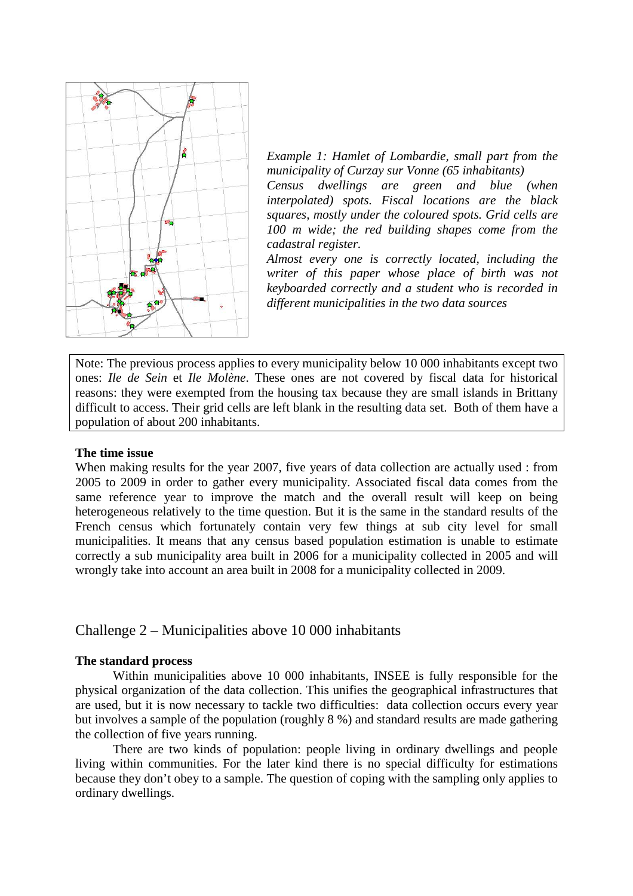*Example 1: Hamlet of Lombardie, small part from the municipality of Curzay sur Vonne (65 inhabitants)*

*Census dwellings are green and blue (when interpolated) spots. Fiscal locations are the black squares, mostly under the coloured spots. Grid cells are 100 m wide; the red building shapes come from the cadastral register.*

*Almost every one is correctly located, including the writer of this paper whose place of birth was not keyboarded correctly and a student who is recorded in different municipalities in the two data sources*

> Note: The previous process applies to every municipality below 10 000 inhabitants except two ones: *Ile de Sein* et *Ile Molène*. These ones are not covered by fiscal data for historical reasons: they were exempted from the housing tax because they are small islands in Brittany difficult to access. Their grid cells are left blank in the resulting data set. Both of them have a population of about 200 inhabitants.

**The time issue**

When making results for the year 2007, five years of data collection are actually used : from 2005 to 2009 in order to gather every municipality. Associated fiscal data comes from the same reference year to improve the match and the overall result will keep on being heterogeneous relatively to the time question. But it is the same in the standard results of the French census which fortunately contain very few things at sub city level for small municipalities. It means that any census based population estimation is unable to estimate correctly a sub municipality area built in 2006 for a municipality collected in 2005 and will wrongly take into account an area built in 2008 for a municipality collected in 2009.

## Challenge 2 – Municipalities above 10 000 inhabitants

**The standard process**

Within municipalities above 10 000 inhabitants, INSEE is fully responsible for the physical organization of the data collection. This unifies the geographical infrastructures that are used, but it is now necessary to tackle two difficulties: data collection occurs every year but involves a sample of the population (roughly 8 %) and standard results are made gathering the collection of five years running.

There are two kinds of population: people living in ordinary dwellings and people living within communities. For the later kind there is no special difficulty for estimations because they don't obey to a sample. The question of coping with the sampling only applies to ordinary dwellings.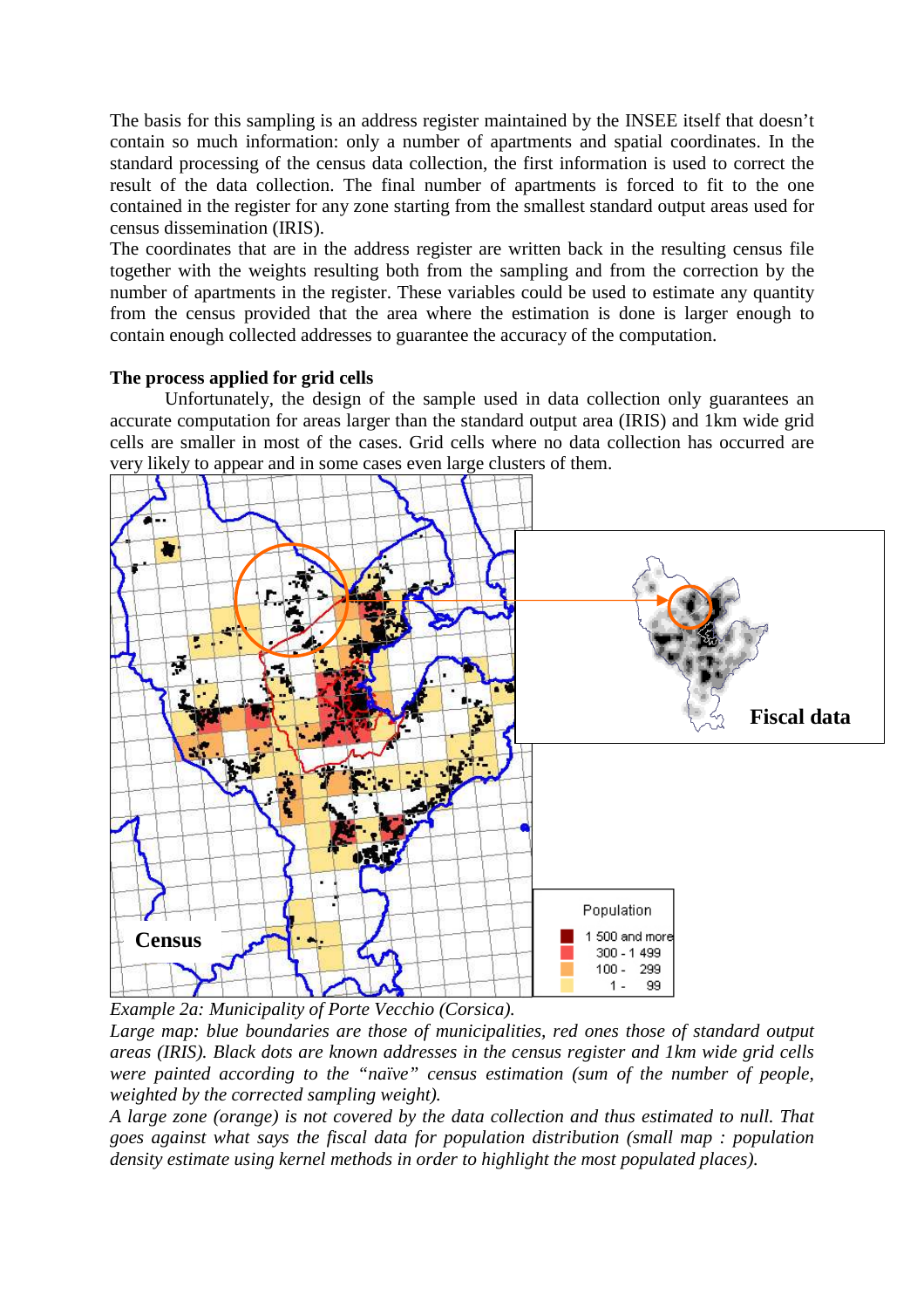The basis for this sampling is an address register maintained by the INSEE itself that doesn't contain so much information: only a number of apartments and spatial coordinates. In the standard processing of the census data collection, the first information is used to correct the result of the data collection. The final number of apartments is forced to fit to the one contained in the register for any zone starting from the smallest standard output areas used for census dissemination (IRIS).

The coordinates that are in the address register are written back in the resulting census file together with the weights resulting both from the sampling and from the correction by the number of apartments in the register. These variables could be used to estimate any quantity from the census provided that the area where the estimation is done is larger enough to contain enough collected addresses to guarantee the accuracy of the computation.

**The process applied for grid cells**

Unfortunately, the design of the sample used in data collection only guarantees an accurate computation for areas larger than the standard output area (IRIS) and 1km wide grid cells are smaller in most of the cases. Grid cells where no data collection has occurred are very likely to appear and in some cases even large clusters of them.

*Example 2a: Municipality of Porte Vecchio (Corsica).*

*Large map: blue boundaries are those of municipalities, red ones those of standard output areas (IRIS). Black dots are known addresses in the census register and 1km wide grid cells were painted according to the "naïve" census estimation (sum of the number of people, weighted by the corrected sampling weight).*

*A large zone (orange) is not covered by the data collection and thus estimated to null. That goes against what says the fiscal data for population distribution (small map : population density estimate using kernel methods in order to highlight the most populated places).*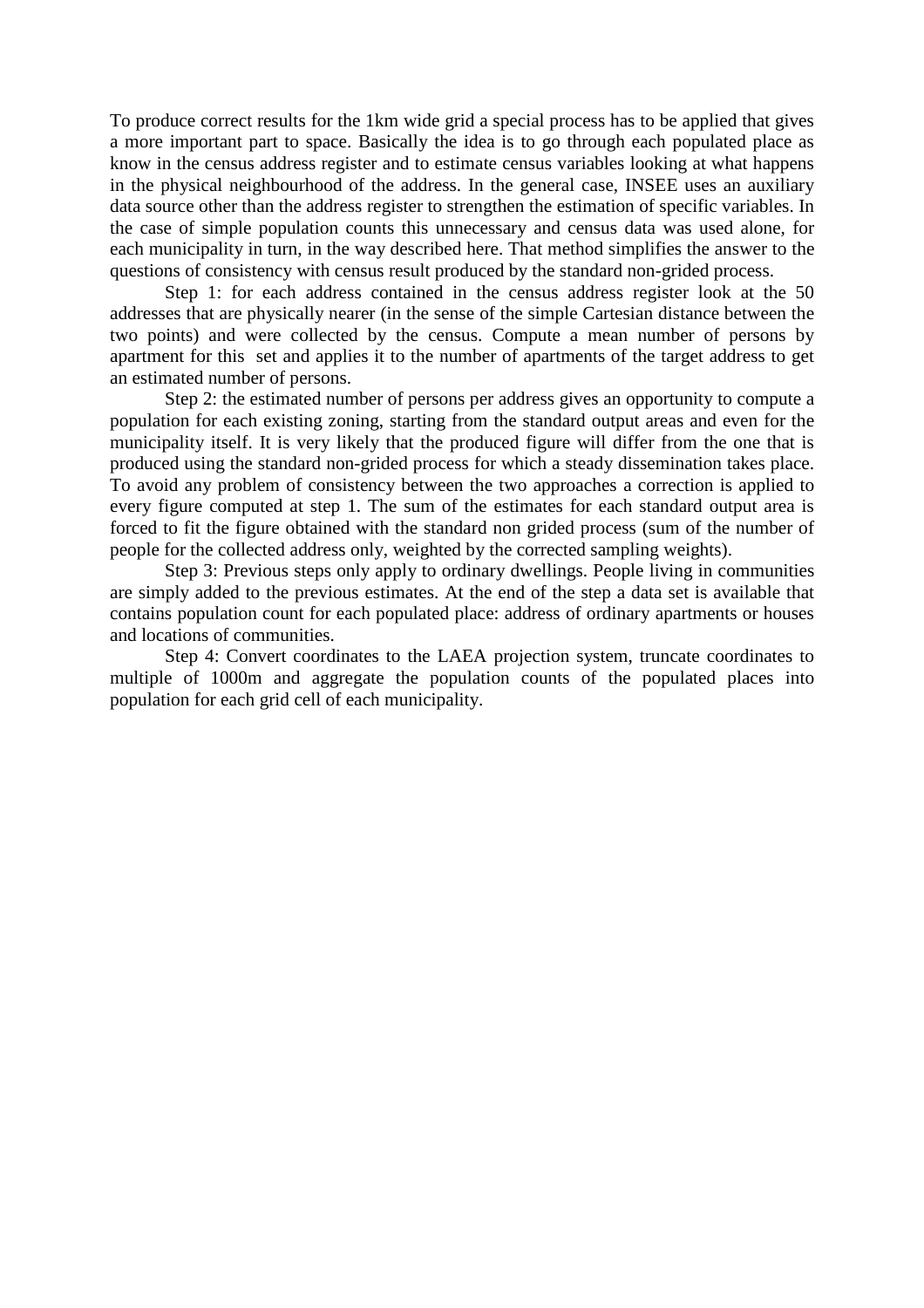To produce correct results for the 1km wide grid a special process has to be applied that gives a more important part to space. Basically the idea is to go through each populated place as know in the census address register and to estimate census variables looking at what happens in the physical neighbourhood of the address. In the general case, INSEE uses an auxiliary data source other than the address register to strengthen the estimation of specific variables. In the case of simple population counts this unnecessary and census data was used alone, for each municipality in turn, in the way described here. That method simplifies the answer to the questions of consistency with census result produced by the standard non-grided process.

Step 1: for each address contained in the census address register look at the 50 addresses that are physically nearer (in the sense of the simple Cartesian distance between the two points) and were collected by the census. Compute a mean number of persons by apartment for this set and applies it to the number of apartments of the target address to get an estimated number of persons.

Step 2: the estimated number of persons per address gives an opportunity to compute a population for each existing zoning, starting from the standard output areas and even for the municipality itself. It is very likely that the produced figure will differ from the one that is produced using the standard non-grided process for which a steady dissemination takes place. To avoid any problem of consistency between the two approaches a correction is applied to every figure computed at step 1. The sum of the estimates for each standard output area is forced to fit the figure obtained with the standard non grided process (sum of the number of people for the collected address only, weighted by the corrected sampling weights).

Step 3: Previous steps only apply to ordinary dwellings. People living in communities are simply added to the previous estimates. At the end of the step a data set is available that contains population count for each populated place: address of ordinary apartments or houses and locations of communities.

Step 4: Convert coordinates to the LAEA projection system, truncate coordinates to multiple of 1000m and aggregate the population counts of the populated places into population for each grid cell of each municipality.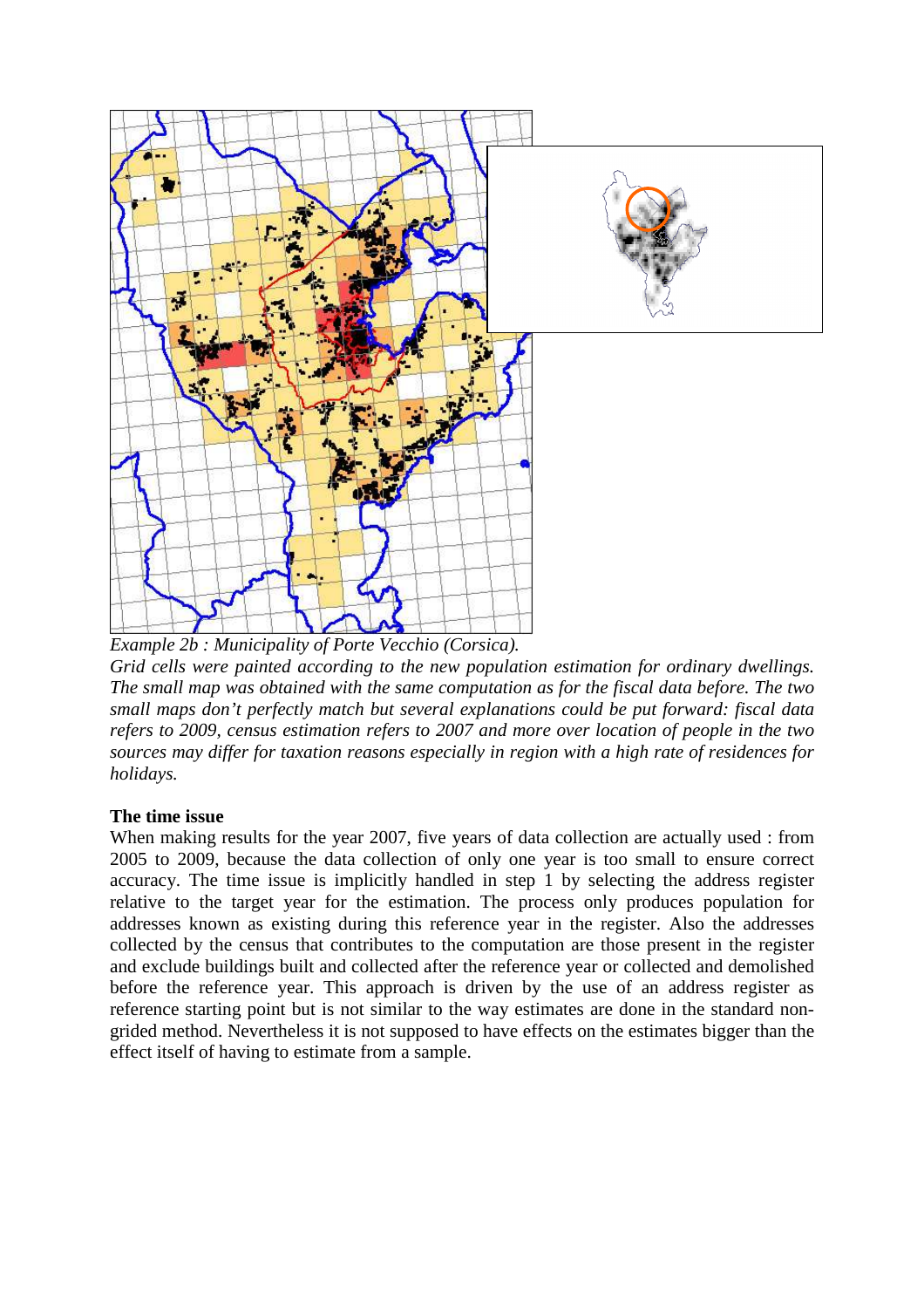*Example 2b : Municipality of Porte Vecchio (Corsica).*

*Grid cells were painted according to the new population estimation for ordinary dwellings. The small map was obtained with the same computation as for the fiscal data before. The two small maps don't perfectly match but several explanations could be put forward: fiscal data refers to 2009, census estimation refers to 2007 and more over location of people in the two sources may differ for taxation reasons especially in region with a high rate of residences for holidays.*

**The time issue**

When making results for the year 2007, five years of data collection are actually used : from 2005 to 2009, because the data collection of only one year is too small to ensure correct accuracy. The time issue is implicitly handled in step 1 by selecting the address register relative to the target year for the estimation. The process only produces population for addresses known as existing during this reference year in the register. Also the addresses collected by the census that contributes to the computation are those present in the register and exclude buildings built and collected after the reference year or collected and demolished before the reference year. This approach is driven by the use of an address register as reference starting point but is not similar to the way estimates are done in the standard non-grided method. Nevertheless it is not supposed to have effects on the estimates bigger than the effect itself of having to estimate from a sample.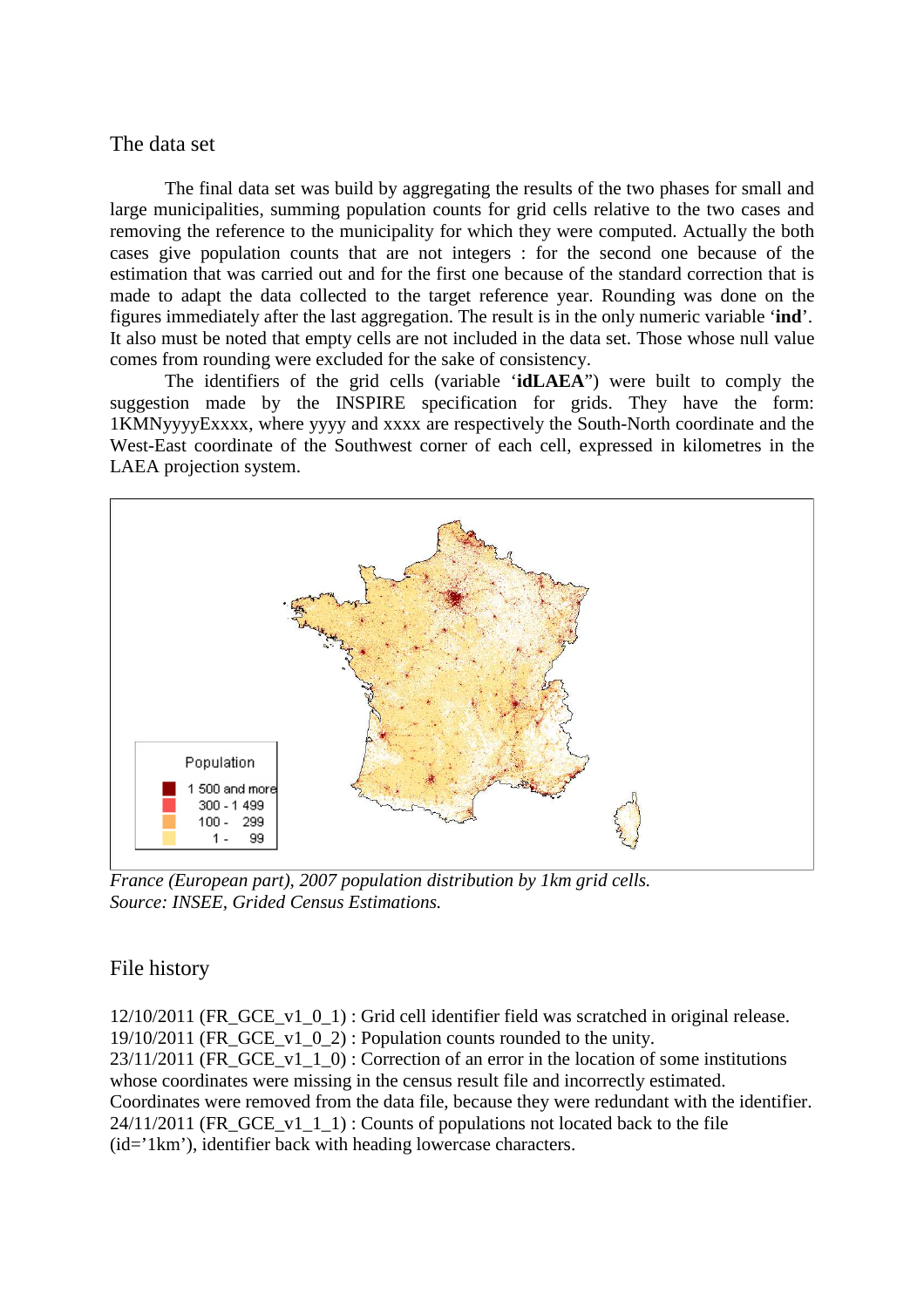## The data set

The final data set was build by aggregating the results of the two phases for small and large municipalities, summing population counts for grid cells relative to the two cases and removing the reference to the municipality for which they were computed. Actually the both cases give population counts that are not integers : for the second one because of the estimation that was carried out and for the first one because of the standard correction that is made to adapt the data collected to the target reference year. Rounding was done on the figures immediately after the last aggregation. The result is in the only numeric variable '**ind**'. It also must be noted that empty cells are not included in the data set. Those whose null value comes from rounding were excluded for the sake of consistency.

The identifiers of the grid cells (variable '**idLAEA**") were built to comply the suggestion made by the INSPIRE specification for grids. They have the form: 1KMNyyyyExxxx, where yyyy and xxxx are respectively the South-North coordinate and the West-East coordinate of the Southwest corner of each cell, expressed in kilometres in the LAEA projection system.

Population
1 500 and more
300 - 1 499
100 - 299
1 - 99

*France (European part), 2007 population distribution by 1km grid cells.*
*Source: INSEE, Grided Census Estimations.*

## File history

12/10/2011 (FR_GCE_v1_0_1) : Grid cell identifier field was scratched in original release.
19/10/2011 (FR_GCE_v1_0_2) : Population counts rounded to the unity.
23/11/2011 (FR_GCE_v1_1_0) : Correction of an error in the location of some institutions whose coordinates were missing in the census result file and incorrectly estimated. Coordinates were removed from the data file, because they were redundant with the identifier.
24/11/2011 (FR_GCE_v1_1_1) : Counts of populations not located back to the file (id='1km'), identifier back with heading lowercase characters.